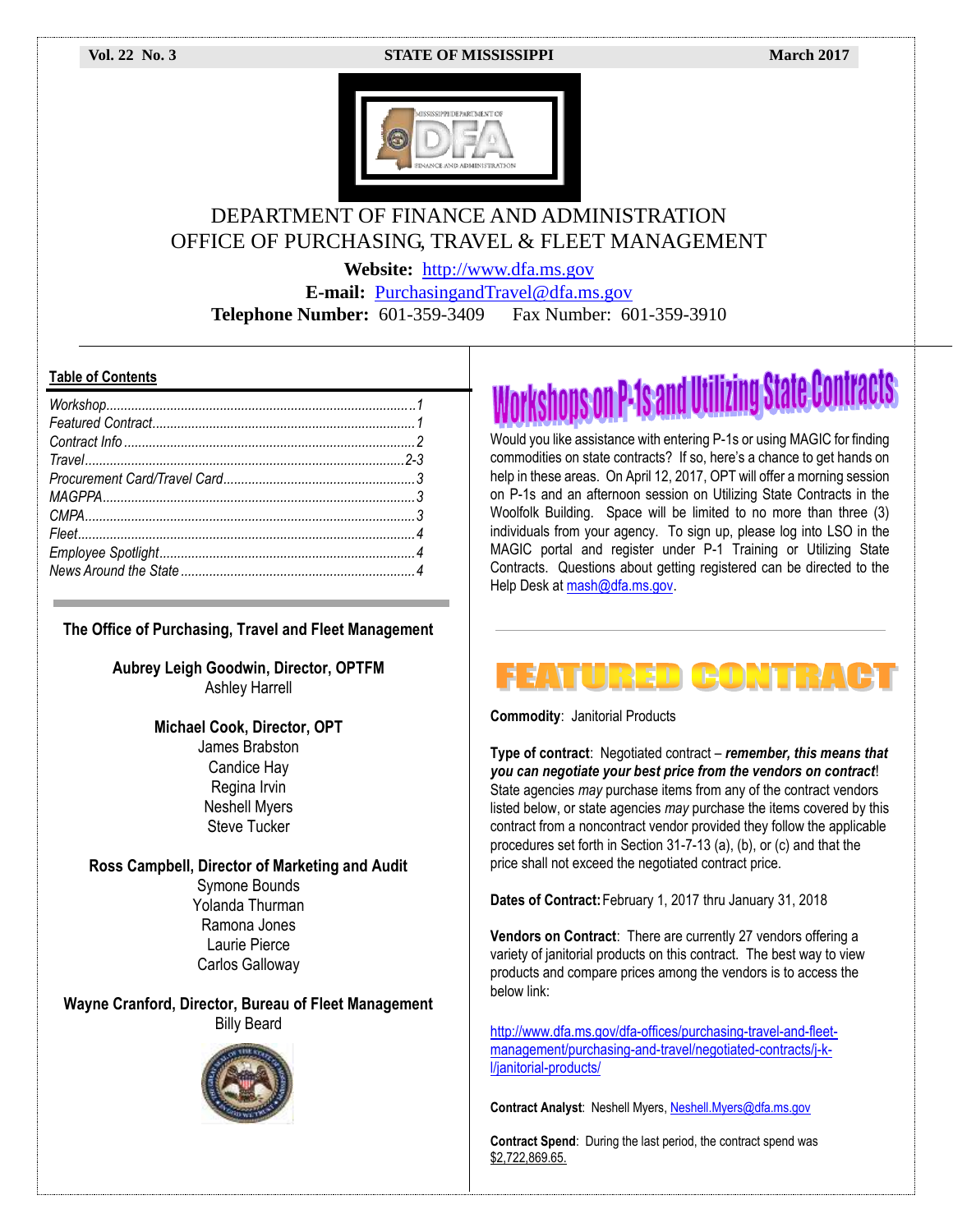Vol. 22 No. 3 STATE OF MISSISSIPPI March 2017

# DEPARTMENT OF FINANCE AND ADMINISTRATION
# OFFICE OF PURCHASING, TRAVEL & FLEET MANAGEMENT

**Website:** http://www.dfa.ms.gov
**E-mail:** PurchasingandTravel@dfa.ms.gov
**Telephone Number:** 601-359-3409 Fax Number: 601-359-3910

## Table of Contents

| | |
|---|---|
| *Workshop* | *1* |
| *Featured Contract* | *1* |
| *Contract Info* | *2* |
| *Travel* | *2-3* |
| *Procurement Card/Travel Card* | *3* |
| *MAGPPA* | *3* |
| *CMPA* | *3* |
| *Fleet* | *4* |
| *Employee Spotlight* | *4* |
| *News Around the State* | *4* |

**The Office of Purchasing, Travel and Fleet Management**

**Aubrey Leigh Goodwin, Director, OPTFM**
Ashley Harrell

**Michael Cook, Director, OPT**
James Brabston
Candice Hay
Regina Irvin
Neshell Myers
Steve Tucker

**Ross Campbell, Director of Marketing and Audit**
Symone Bounds
Yolanda Thurman
Ramona Jones
Laurie Pierce
Carlos Galloway

**Wayne Cranford, Director, Bureau of Fleet Management**
Billy Beard

## Workshops on P-1s and Utilizing State Contracts

Would you like assistance with entering P-1s or using MAGIC for finding commodities on state contracts? If so, here's a chance to get hands on help in these areas. On April 12, 2017, OPT will offer a morning session on P-1s and an afternoon session on Utilizing State Contracts in the Woolfolk Building. Space will be limited to no more than three (3) individuals from your agency. To sign up, please log into LSO in the MAGIC portal and register under P-1 Training or Utilizing State Contracts. Questions about getting registered can be directed to the Help Desk at mash@dfa.ms.gov.

## FEATURED CONTRACT

**Commodity**: Janitorial Products

**Type of contract**: Negotiated contract – ***remember, this means that you can negotiate your best price from the vendors on contract***! State agencies *may* purchase items from any of the contract vendors listed below, or state agencies *may* purchase the items covered by this contract from a noncontract vendor provided they follow the applicable procedures set forth in Section 31-7-13 (a), (b), or (c) and that the price shall not exceed the negotiated contract price.

**Dates of Contract:** February 1, 2017 thru January 31, 2018

**Vendors on Contract**: There are currently 27 vendors offering a variety of janitorial products on this contract. The best way to view products and compare prices among the vendors is to access the below link:

http://www.dfa.ms.gov/dfa-offices/purchasing-travel-and-fleet-management/purchasing-and-travel/negotiated-contracts/j-k-l/janitorial-products/

**Contract Analyst**: Neshell Myers, Neshell.Myers@dfa.ms.gov

**Contract Spend**: During the last period, the contract spend was $2,722,869.65.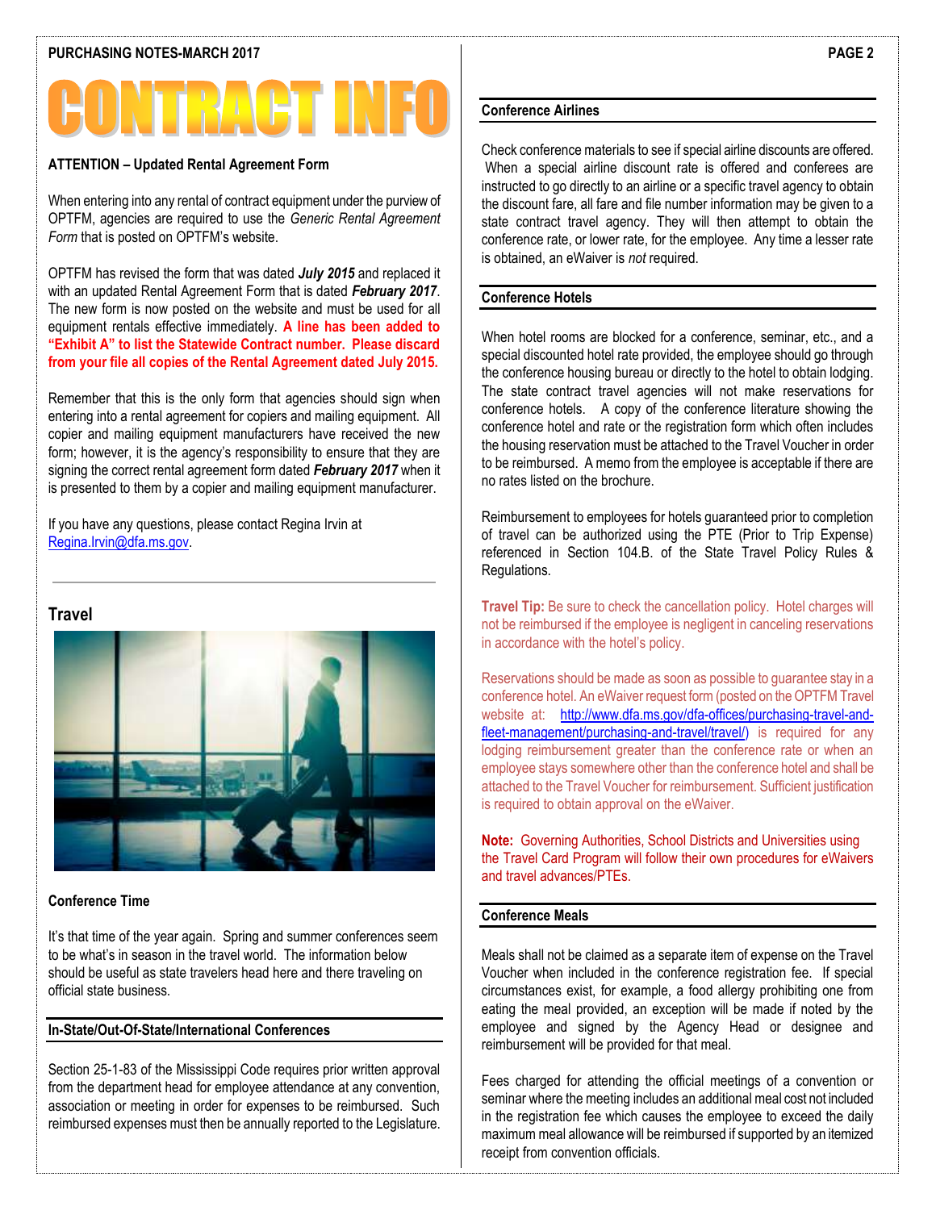# CONTRACT INFO

**ATTENTION – Updated Rental Agreement Form**

When entering into any rental of contract equipment under the purview of OPTFM, agencies are required to use the *Generic Rental Agreement Form* that is posted on OPTFM's website.

OPTFM has revised the form that was dated ***July 2015*** and replaced it with an updated Rental Agreement Form that is dated ***February 2017***. The new form is now posted on the website and must be used for all equipment rentals effective immediately. **A line has been added to "Exhibit A" to list the Statewide Contract number. Please discard from your file all copies of the Rental Agreement dated July 2015.**

Remember that this is the only form that agencies should sign when entering into a rental agreement for copiers and mailing equipment. All copier and mailing equipment manufacturers have received the new form; however, it is the agency's responsibility to ensure that they are signing the correct rental agreement form dated ***February 2017*** when it is presented to them by a copier and mailing equipment manufacturer.

If you have any questions, please contact Regina Irvin at Regina.Irvin@dfa.ms.gov.

## Travel

### Conference Time

It's that time of the year again. Spring and summer conferences seem to be what's in season in the travel world. The information below should be useful as state travelers head here and there traveling on official state business.

### In-State/Out-Of-State/International Conferences

Section 25-1-83 of the Mississippi Code requires prior written approval from the department head for employee attendance at any convention, association or meeting in order for expenses to be reimbursed. Such reimbursed expenses must then be annually reported to the Legislature.

### Conference Airlines

Check conference materials to see if special airline discounts are offered. When a special airline discount rate is offered and conferees are instructed to go directly to an airline or a specific travel agency to obtain the discount fare, all fare and file number information may be given to a state contract travel agency. They will then attempt to obtain the conference rate, or lower rate, for the employee. Any time a lesser rate is obtained, an eWaiver is *not* required.

### Conference Hotels

When hotel rooms are blocked for a conference, seminar, etc., and a special discounted hotel rate provided, the employee should go through the conference housing bureau or directly to the hotel to obtain lodging. The state contract travel agencies will not make reservations for conference hotels. A copy of the conference literature showing the conference hotel and rate or the registration form which often includes the housing reservation must be attached to the Travel Voucher in order to be reimbursed. A memo from the employee is acceptable if there are no rates listed on the brochure.

Reimbursement to employees for hotels guaranteed prior to completion of travel can be authorized using the PTE (Prior to Trip Expense) referenced in Section 104.B. of the State Travel Policy Rules & Regulations.

**Travel Tip:** Be sure to check the cancellation policy. Hotel charges will not be reimbursed if the employee is negligent in canceling reservations in accordance with the hotel's policy.

Reservations should be made as soon as possible to guarantee stay in a conference hotel. An eWaiver request form (posted on the OPTFM Travel website at: http://www.dfa.ms.gov/dfa-offices/purchasing-travel-and-fleet-management/purchasing-and-travel/travel/) is required for any lodging reimbursement greater than the conference rate or when an employee stays somewhere other than the conference hotel and shall be attached to the Travel Voucher for reimbursement. Sufficient justification is required to obtain approval on the eWaiver.

**Note:** Governing Authorities, School Districts and Universities using the Travel Card Program will follow their own procedures for eWaivers and travel advances/PTEs.

### Conference Meals

Meals shall not be claimed as a separate item of expense on the Travel Voucher when included in the conference registration fee. If special circumstances exist, for example, a food allergy prohibiting one from eating the meal provided, an exception will be made if noted by the employee and signed by the Agency Head or designee and reimbursement will be provided for that meal.

Fees charged for attending the official meetings of a convention or seminar where the meeting includes an additional meal cost not included in the registration fee which causes the employee to exceed the daily maximum meal allowance will be reimbursed if supported by an itemized receipt from convention officials.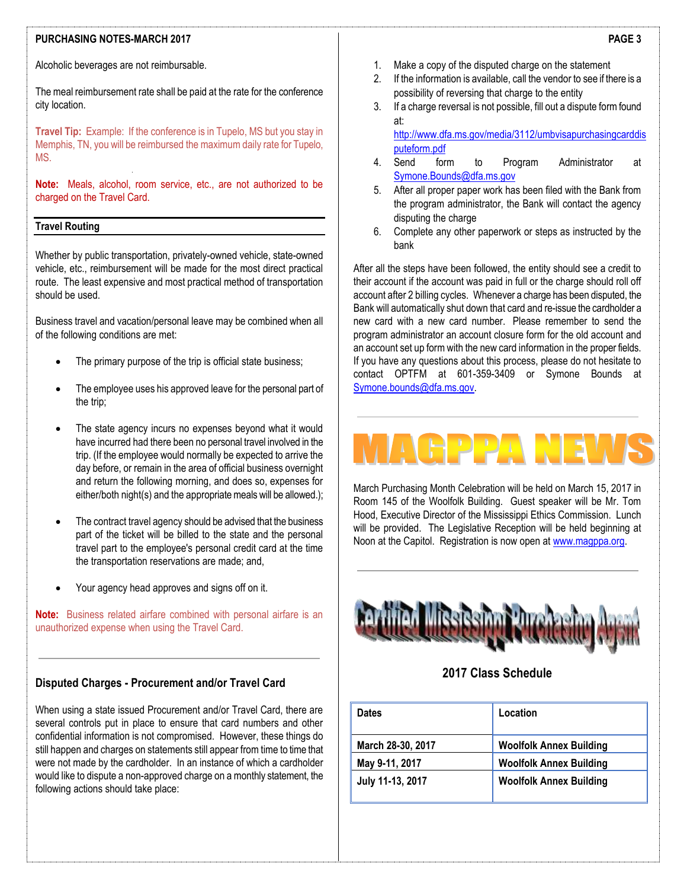**PURCHASING NOTES-MARCH 2017**

Alcoholic beverages are not reimbursable.

The meal reimbursement rate shall be paid at the rate for the conference city location.

**Travel Tip:** Example: If the conference is in Tupelo, MS but you stay in Memphis, TN, you will be reimbursed the maximum daily rate for Tupelo, MS.

**Note:** Meals, alcohol, room service, etc., are not authorized to be charged on the Travel Card.

## Travel Routing

Whether by public transportation, privately-owned vehicle, state-owned vehicle, etc., reimbursement will be made for the most direct practical route. The least expensive and most practical method of transportation should be used.

Business travel and vacation/personal leave may be combined when all of the following conditions are met:

- The primary purpose of the trip is official state business;
- The employee uses his approved leave for the personal part of the trip;
- The state agency incurs no expenses beyond what it would have incurred had there been no personal travel involved in the trip. (If the employee would normally be expected to arrive the day before, or remain in the area of official business overnight and return the following morning, and does so, expenses for either/both night(s) and the appropriate meals will be allowed.);
- The contract travel agency should be advised that the business part of the ticket will be billed to the state and the personal travel part to the employee's personal credit card at the time the transportation reservations are made; and,
- Your agency head approves and signs off on it.

**Note:** Business related airfare combined with personal airfare is an unauthorized expense when using the Travel Card.

## Disputed Charges - Procurement and/or Travel Card

When using a state issued Procurement and/or Travel Card, there are several controls put in place to ensure that card numbers and other confidential information is not compromised. However, these things do still happen and charges on statements still appear from time to time that were not made by the cardholder. In an instance of which a cardholder would like to dispute a non-approved charge on a monthly statement, the following actions should take place:

1. Make a copy of the disputed charge on the statement
2. If the information is available, call the vendor to see if there is a possibility of reversing that charge to the entity
3. If a charge reversal is not possible, fill out a dispute form found at: http://www.dfa.ms.gov/media/3112/umbvisapurchasingcarddisputeform.pdf
4. Send form to Program Administrator at Symone.Bounds@dfa.ms.gov
5. After all proper paper work has been filed with the Bank from the program administrator, the Bank will contact the agency disputing the charge
6. Complete any other paperwork or steps as instructed by the bank

After all the steps have been followed, the entity should see a credit to their account if the account was paid in full or the charge should roll off account after 2 billing cycles. Whenever a charge has been disputed, the Bank will automatically shut down that card and re-issue the cardholder a new card with a new card number. Please remember to send the program administrator an account closure form for the old account and an account set up form with the new card information in the proper fields. If you have any questions about this process, please do not hesitate to contact OPTFM at 601-359-3409 or Symone Bounds at Symone.bounds@dfa.ms.gov.

# MAGPPA NEWS

March Purchasing Month Celebration will be held on March 15, 2017 in Room 145 of the Woolfolk Building. Guest speaker will be Mr. Tom Hood, Executive Director of the Mississippi Ethics Commission. Lunch will be provided. The Legislative Reception will be held beginning at Noon at the Capitol. Registration is now open at www.magppa.org.

# Certified Mississippi Purchasing Agent

### 2017 Class Schedule

| Dates | Location |
|---|---|
| March 28-30, 2017 | Woolfolk Annex Building |
| May 9-11, 2017 | Woolfolk Annex Building |
| July 11-13, 2017 | Woolfolk Annex Building |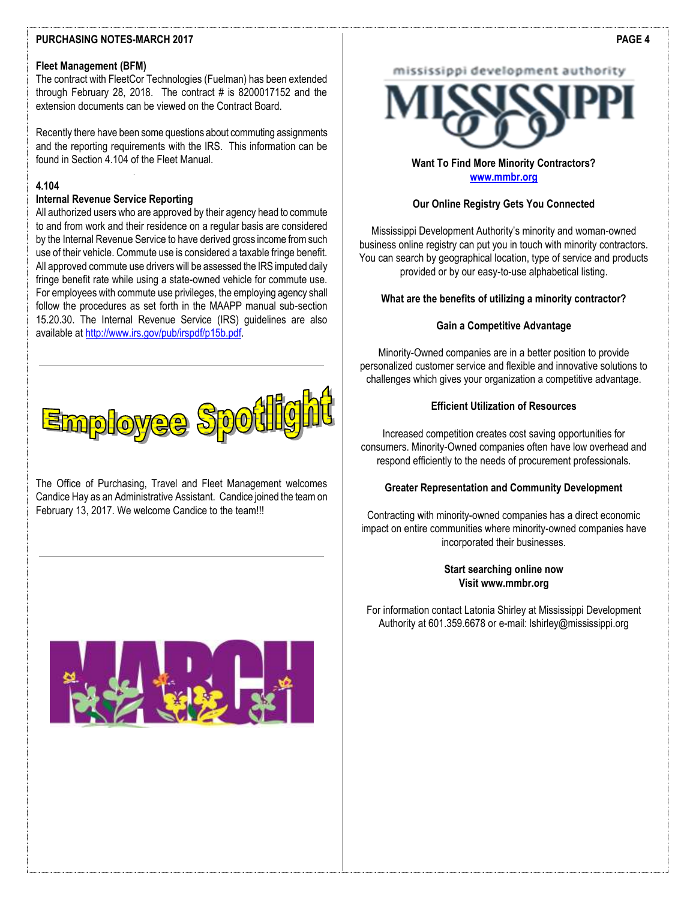## Fleet Management (BFM)

The contract with FleetCor Technologies (Fuelman) has been extended through February 28, 2018. The contract # is 8200017152 and the extension documents can be viewed on the Contract Board.

Recently there have been some questions about commuting assignments and the reporting requirements with the IRS. This information can be found in Section 4.104 of the Fleet Manual.

### 4.104
### Internal Revenue Service Reporting

All authorized users who are approved by their agency head to commute to and from work and their residence on a regular basis are considered by the Internal Revenue Service to have derived gross income from such use of their vehicle. Commute use is considered a taxable fringe benefit. All approved commute use drivers will be assessed the IRS imputed daily fringe benefit rate while using a state-owned vehicle for commute use. For employees with commute use privileges, the employing agency shall follow the procedures as set forth in the MAAPP manual sub-section 15.20.30. The Internal Revenue Service (IRS) guidelines are also available at http://www.irs.gov/pub/irspdf/p15b.pdf.

---

## Employee Spotlight

The Office of Purchasing, Travel and Fleet Management welcomes Candice Hay as an Administrative Assistant. Candice joined the team on February 13, 2017. We welcome Candice to the team!!!

---

MARCH

mississippi development authority

MISSISSIPPI

**Want To Find More Minority Contractors?**
**www.mmbr.org**

**Our Online Registry Gets You Connected**

Mississippi Development Authority's minority and woman-owned business online registry can put you in touch with minority contractors. You can search by geographical location, type of service and products provided or by our easy-to-use alphabetical listing.

**What are the benefits of utilizing a minority contractor?**

**Gain a Competitive Advantage**

Minority-Owned companies are in a better position to provide personalized customer service and flexible and innovative solutions to challenges which gives your organization a competitive advantage.

**Efficient Utilization of Resources**

Increased competition creates cost saving opportunities for consumers. Minority-Owned companies often have low overhead and respond efficiently to the needs of procurement professionals.

**Greater Representation and Community Development**

Contracting with minority-owned companies has a direct economic impact on entire communities where minority-owned companies have incorporated their businesses.

**Start searching online now**
**Visit www.mmbr.org**

For information contact Latonia Shirley at Mississippi Development Authority at 601.359.6678 or e-mail: lshirley@mississippi.org